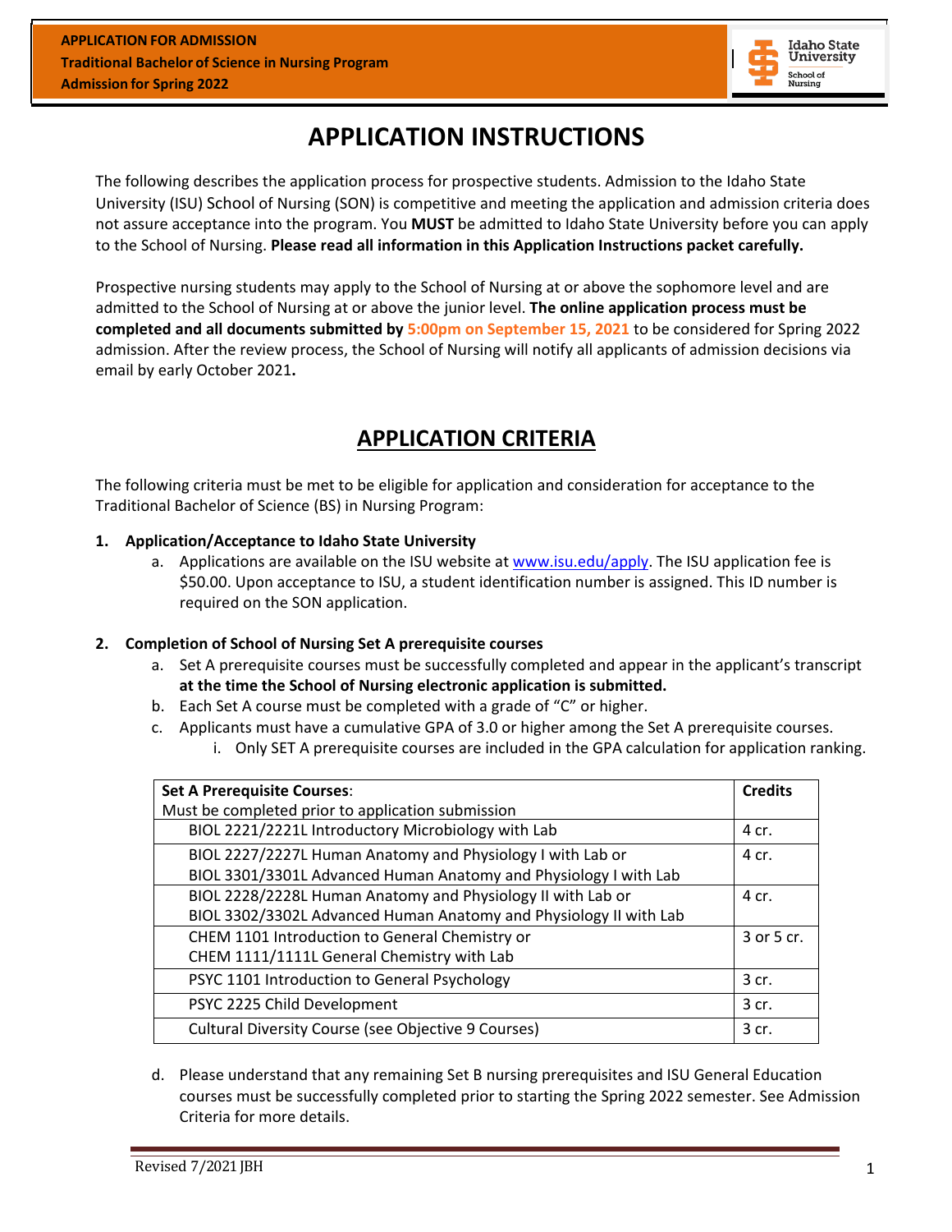**APPLICATION FOR ADMISSION**
**Traditional Bachelor of Science in Nursing Program**
**Admission for Spring 2022**

# APPLICATION INSTRUCTIONS

The following describes the application process for prospective students. Admission to the Idaho State University (ISU) School of Nursing (SON) is competitive and meeting the application and admission criteria does not assure acceptance into the program. You **MUST** be admitted to Idaho State University before you can apply to the School of Nursing. **Please read all information in this Application Instructions packet carefully.**

Prospective nursing students may apply to the School of Nursing at or above the sophomore level and are admitted to the School of Nursing at or above the junior level. **The online application process must be completed and all documents submitted by 5:00pm on September 15, 2021** to be considered for Spring 2022 admission. After the review process, the School of Nursing will notify all applicants of admission decisions via email by early October 2021**.**

# APPLICATION CRITERIA

The following criteria must be met to be eligible for application and consideration for acceptance to the Traditional Bachelor of Science (BS) in Nursing Program:

1. **Application/Acceptance to Idaho State University**
   a. Applications are available on the ISU website at www.isu.edu/apply. The ISU application fee is $50.00. Upon acceptance to ISU, a student identification number is assigned. This ID number is required on the SON application.

2. **Completion of School of Nursing Set A prerequisite courses**
   a. Set A prerequisite courses must be successfully completed and appear in the applicant's transcript **at the time the School of Nursing electronic application is submitted.**
   b. Each Set A course must be completed with a grade of "C" or higher.
   c. Applicants must have a cumulative GPA of 3.0 or higher among the Set A prerequisite courses.
      i. Only SET A prerequisite courses are included in the GPA calculation for application ranking.

| **Set A Prerequisite Courses**: Must be completed prior to application submission | **Credits** |
|---|---|
| BIOL 2221/2221L Introductory Microbiology with Lab | 4 cr. |
| BIOL 2227/2227L Human Anatomy and Physiology I with Lab or BIOL 3301/3301L Advanced Human Anatomy and Physiology I with Lab | 4 cr. |
| BIOL 2228/2228L Human Anatomy and Physiology II with Lab or BIOL 3302/3302L Advanced Human Anatomy and Physiology II with Lab | 4 cr. |
| CHEM 1101 Introduction to General Chemistry or CHEM 1111/1111L General Chemistry with Lab | 3 or 5 cr. |
| PSYC 1101 Introduction to General Psychology | 3 cr. |
| PSYC 2225 Child Development | 3 cr. |
| Cultural Diversity Course (see Objective 9 Courses) | 3 cr. |

   d. Please understand that any remaining Set B nursing prerequisites and ISU General Education courses must be successfully completed prior to starting the Spring 2022 semester. See Admission Criteria for more details.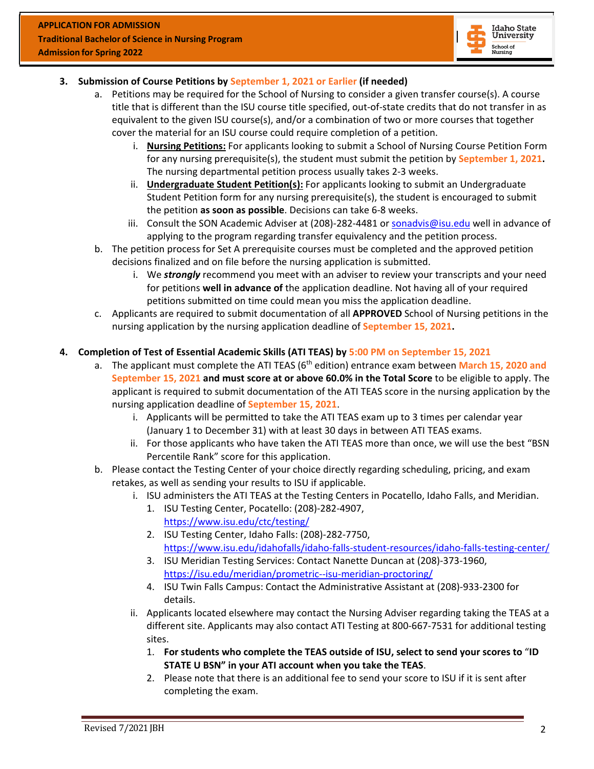3. **Submission of Course Petitions by September 1, 2021 or Earlier (if needed)**
   a. Petitions may be required for the School of Nursing to consider a given transfer course(s). A course title that is different than the ISU course title specified, out-of-state credits that do not transfer in as equivalent to the given ISU course(s), and/or a combination of two or more courses that together cover the material for an ISU course could require completion of a petition.
      i. **Nursing Petitions:** For applicants looking to submit a School of Nursing Course Petition Form for any nursing prerequisite(s), the student must submit the petition by **September 1, 2021.** The nursing departmental petition process usually takes 2-3 weeks.
      ii. **Undergraduate Student Petition(s):** For applicants looking to submit an Undergraduate Student Petition form for any nursing prerequisite(s), the student is encouraged to submit the petition **as soon as possible**. Decisions can take 6-8 weeks.
      iii. Consult the SON Academic Adviser at (208)-282-4481 or sonadvis@isu.edu well in advance of applying to the program regarding transfer equivalency and the petition process.
   b. The petition process for Set A prerequisite courses must be completed and the approved petition decisions finalized and on file before the nursing application is submitted.
      i. We ***strongly*** recommend you meet with an adviser to review your transcripts and your need for petitions **well in advance of** the application deadline. Not having all of your required petitions submitted on time could mean you miss the application deadline.
   c. Applicants are required to submit documentation of all **APPROVED** School of Nursing petitions in the nursing application by the nursing application deadline of **September 15, 2021.**

4. **Completion of Test of Essential Academic Skills (ATI TEAS) by 5:00 PM on September 15, 2021**
   a. The applicant must complete the ATI TEAS (6th edition) entrance exam between **March 15, 2020 and September 15, 2021 and must score at or above 60.0% in the Total Score** to be eligible to apply. The applicant is required to submit documentation of the ATI TEAS score in the nursing application by the nursing application deadline of **September 15, 2021**.
      i. Applicants will be permitted to take the ATI TEAS exam up to 3 times per calendar year (January 1 to December 31) with at least 30 days in between ATI TEAS exams.
      ii. For those applicants who have taken the ATI TEAS more than once, we will use the best "BSN Percentile Rank" score for this application.
   b. Please contact the Testing Center of your choice directly regarding scheduling, pricing, and exam retakes, as well as sending your results to ISU if applicable.
      i. ISU administers the ATI TEAS at the Testing Centers in Pocatello, Idaho Falls, and Meridian.
         1. ISU Testing Center, Pocatello: (208)-282-4907, https://www.isu.edu/ctc/testing/
         2. ISU Testing Center, Idaho Falls: (208)-282-7750, https://www.isu.edu/idahofalls/idaho-falls-student-resources/idaho-falls-testing-center/
         3. ISU Meridian Testing Services: Contact Nanette Duncan at (208)-373-1960, https://isu.edu/meridian/prometric--isu-meridian-proctoring/
         4. ISU Twin Falls Campus: Contact the Administrative Assistant at (208)-933-2300 for details.
      ii. Applicants located elsewhere may contact the Nursing Adviser regarding taking the TEAS at a different site. Applicants may also contact ATI Testing at 800-667-7531 for additional testing sites.
         1. **For students who complete the TEAS outside of ISU, select to send your scores to "ID STATE U BSN" in your ATI account when you take the TEAS**.
         2. Please note that there is an additional fee to send your score to ISU if it is sent after completing the exam.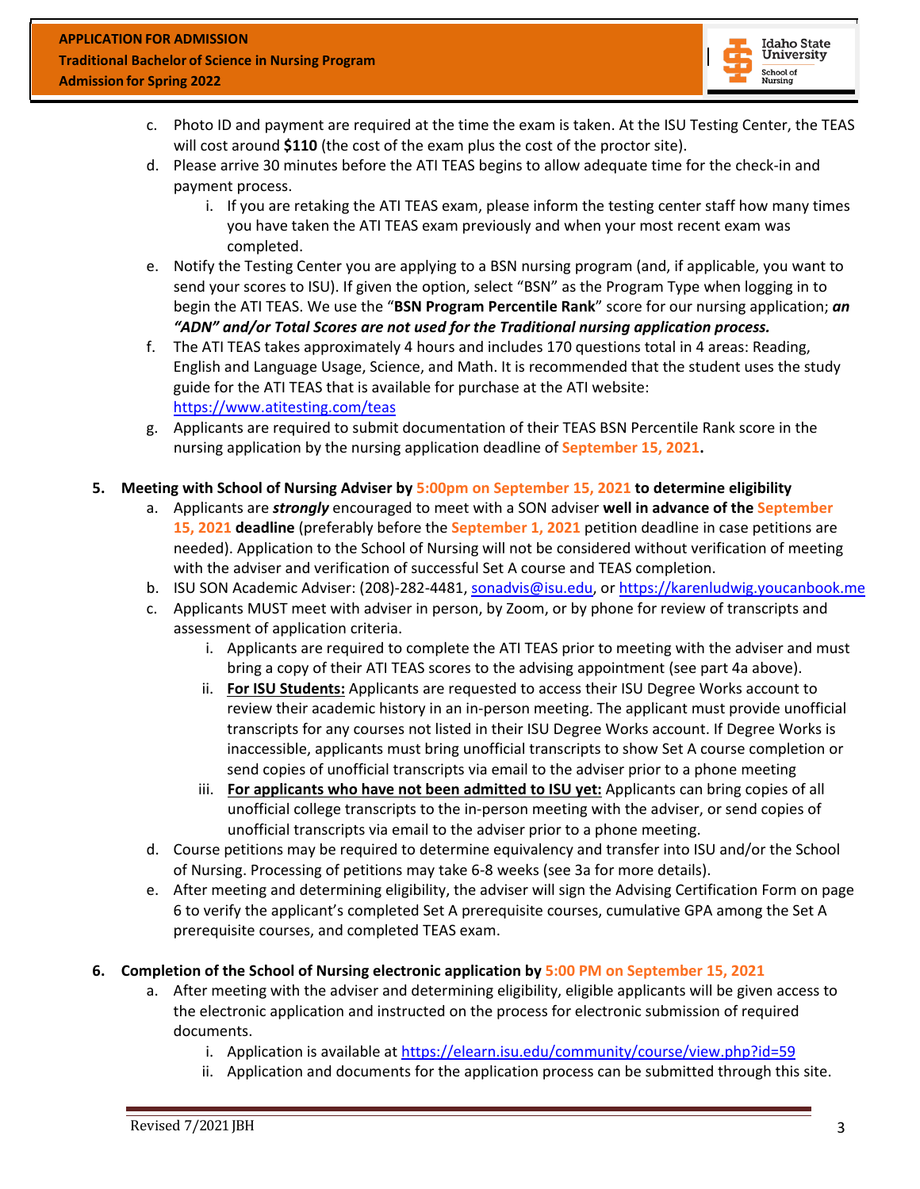c. Photo ID and payment are required at the time the exam is taken. At the ISU Testing Center, the TEAS will cost around **$110** (the cost of the exam plus the cost of the proctor site).

d. Please arrive 30 minutes before the ATI TEAS begins to allow adequate time for the check-in and payment process.
   i. If you are retaking the ATI TEAS exam, please inform the testing center staff how many times you have taken the ATI TEAS exam previously and when your most recent exam was completed.

e. Notify the Testing Center you are applying to a BSN nursing program (and, if applicable, you want to send your scores to ISU). If given the option, select "BSN" as the Program Type when logging in to begin the ATI TEAS. We use the "**BSN Program Percentile Rank**" score for our nursing application; ***an "ADN" and/or Total Scores are not used for the Traditional nursing application process.***

f. The ATI TEAS takes approximately 4 hours and includes 170 questions total in 4 areas: Reading, English and Language Usage, Science, and Math. It is recommended that the student uses the study guide for the ATI TEAS that is available for purchase at the ATI website: https://www.atitesting.com/teas

g. Applicants are required to submit documentation of their TEAS BSN Percentile Rank score in the nursing application by the nursing application deadline of **September 15, 2021.**

**5. Meeting with School of Nursing Adviser by 5:00pm on September 15, 2021 to determine eligibility**

a. Applicants are ***strongly*** encouraged to meet with a SON adviser **well in advance of the September 15, 2021 deadline** (preferably before the **September 1, 2021** petition deadline in case petitions are needed). Application to the School of Nursing will not be considered without verification of meeting with the adviser and verification of successful Set A course and TEAS completion.

b. ISU SON Academic Adviser: (208)-282-4481, sonadvis@isu.edu, or https://karenludwig.youcanbook.me

c. Applicants MUST meet with adviser in person, by Zoom, or by phone for review of transcripts and assessment of application criteria.
   i. Applicants are required to complete the ATI TEAS prior to meeting with the adviser and must bring a copy of their ATI TEAS scores to the advising appointment (see part 4a above).
   ii. **For ISU Students:** Applicants are requested to access their ISU Degree Works account to review their academic history in an in-person meeting. The applicant must provide unofficial transcripts for any courses not listed in their ISU Degree Works account. If Degree Works is inaccessible, applicants must bring unofficial transcripts to show Set A course completion or send copies of unofficial transcripts via email to the adviser prior to a phone meeting
   iii. **For applicants who have not been admitted to ISU yet:** Applicants can bring copies of all unofficial college transcripts to the in-person meeting with the adviser, or send copies of unofficial transcripts via email to the adviser prior to a phone meeting.

d. Course petitions may be required to determine equivalency and transfer into ISU and/or the School of Nursing. Processing of petitions may take 6-8 weeks (see 3a for more details).

e. After meeting and determining eligibility, the adviser will sign the Advising Certification Form on page 6 to verify the applicant's completed Set A prerequisite courses, cumulative GPA among the Set A prerequisite courses, and completed TEAS exam.

**6. Completion of the School of Nursing electronic application by 5:00 PM on September 15, 2021**

a. After meeting with the adviser and determining eligibility, eligible applicants will be given access to the electronic application and instructed on the process for electronic submission of required documents.
   i. Application is available at https://elearn.isu.edu/community/course/view.php?id=59
   ii. Application and documents for the application process can be submitted through this site.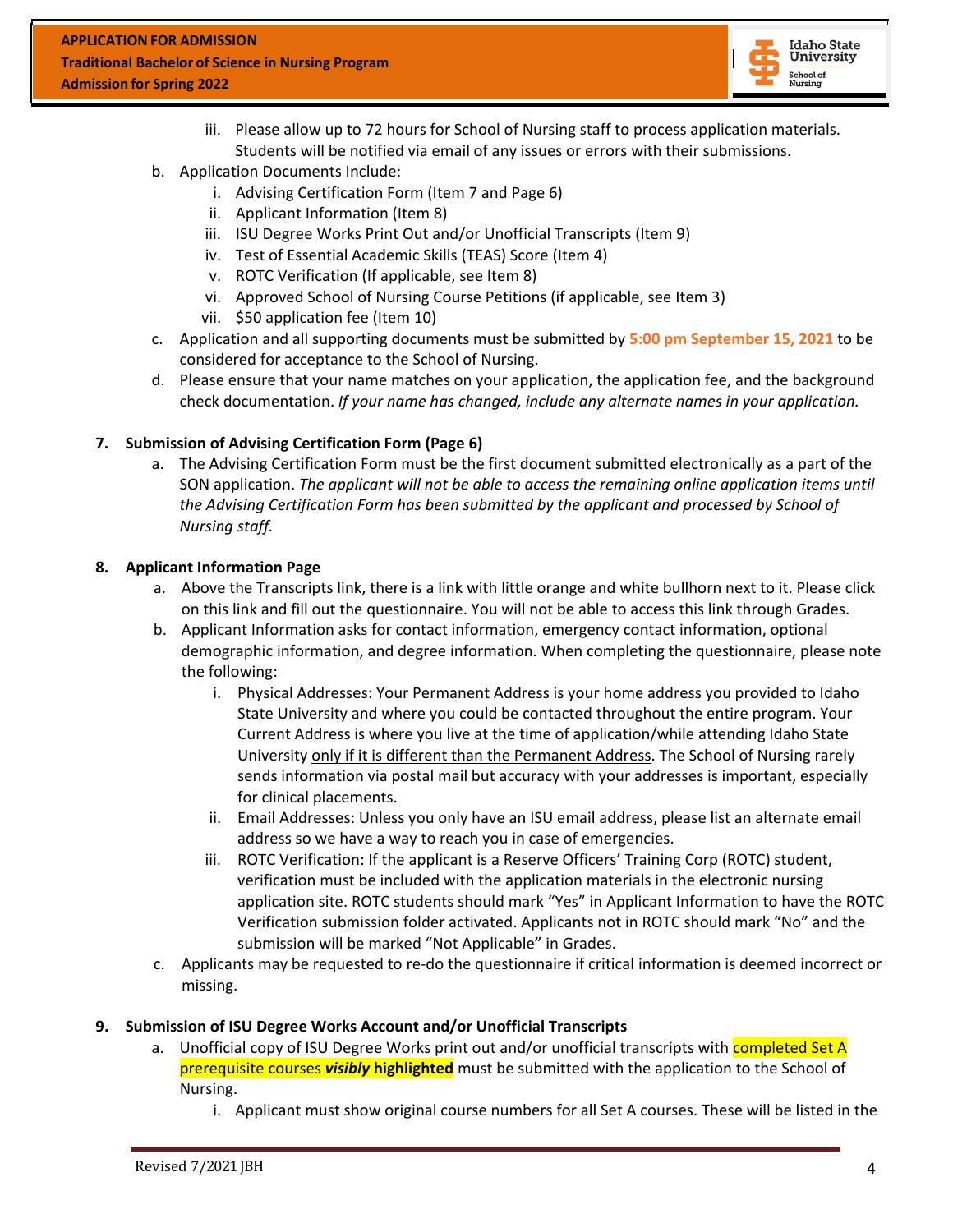iii. Please allow up to 72 hours for School of Nursing staff to process application materials. Students will be notified via email of any issues or errors with their submissions.

b. Application Documents Include:
   i. Advising Certification Form (Item 7 and Page 6)
   ii. Applicant Information (Item 8)
   iii. ISU Degree Works Print Out and/or Unofficial Transcripts (Item 9)
   iv. Test of Essential Academic Skills (TEAS) Score (Item 4)
   v. ROTC Verification (If applicable, see Item 8)
   vi. Approved School of Nursing Course Petitions (if applicable, see Item 3)
   vii. $50 application fee (Item 10)

c. Application and all supporting documents must be submitted by **5:00 pm September 15, 2021** to be considered for acceptance to the School of Nursing.

d. Please ensure that your name matches on your application, the application fee, and the background check documentation. *If your name has changed, include any alternate names in your application.*

**7. Submission of Advising Certification Form (Page 6)**

a. The Advising Certification Form must be the first document submitted electronically as a part of the SON application. *The applicant will not be able to access the remaining online application items until the Advising Certification Form has been submitted by the applicant and processed by School of Nursing staff.*

**8. Applicant Information Page**

a. Above the Transcripts link, there is a link with little orange and white bullhorn next to it. Please click on this link and fill out the questionnaire. You will not be able to access this link through Grades.

b. Applicant Information asks for contact information, emergency contact information, optional demographic information, and degree information. When completing the questionnaire, please note the following:
   i. Physical Addresses: Your Permanent Address is your home address you provided to Idaho State University and where you could be contacted throughout the entire program. Your Current Address is where you live at the time of application/while attending Idaho State University <u>only if it is different than the Permanent Address</u>. The School of Nursing rarely sends information via postal mail but accuracy with your addresses is important, especially for clinical placements.
   ii. Email Addresses: Unless you only have an ISU email address, please list an alternate email address so we have a way to reach you in case of emergencies.
   iii. ROTC Verification: If the applicant is a Reserve Officers' Training Corp (ROTC) student, verification must be included with the application materials in the electronic nursing application site. ROTC students should mark "Yes" in Applicant Information to have the ROTC Verification submission folder activated. Applicants not in ROTC should mark "No" and the submission will be marked "Not Applicable" in Grades.

c. Applicants may be requested to re-do the questionnaire if critical information is deemed incorrect or missing.

**9. Submission of ISU Degree Works Account and/or Unofficial Transcripts**

a. Unofficial copy of ISU Degree Works print out and/or unofficial transcripts with completed Set A prerequisite courses ***visibly* highlighted** must be submitted with the application to the School of Nursing.
   i. Applicant must show original course numbers for all Set A courses. These will be listed in the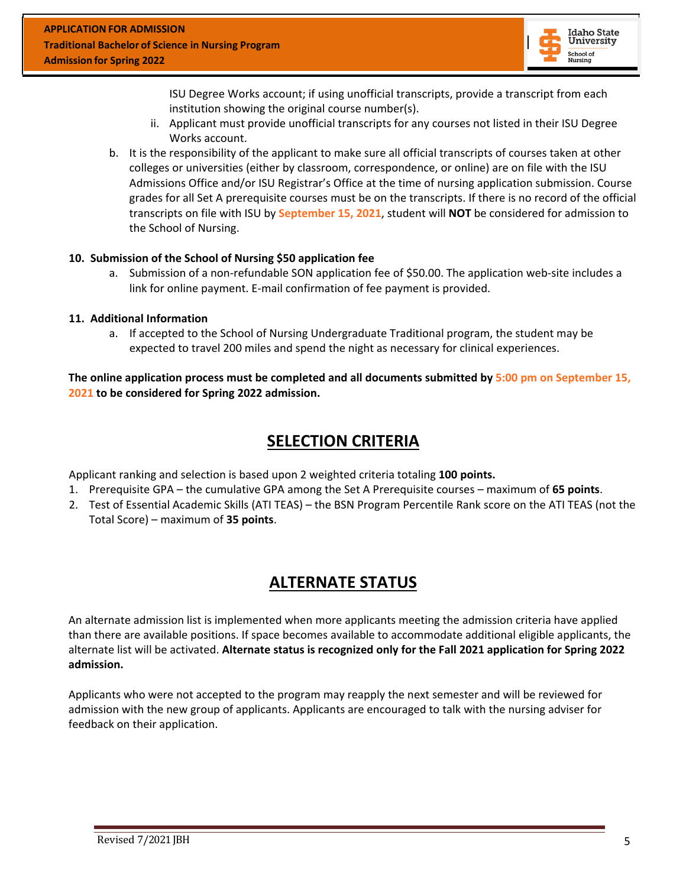ISU Degree Works account; if using unofficial transcripts, provide a transcript from each institution showing the original course number(s).

   ii. Applicant must provide unofficial transcripts for any courses not listed in their ISU Degree Works account.

b. It is the responsibility of the applicant to make sure all official transcripts of courses taken at other colleges or universities (either by classroom, correspondence, or online) are on file with the ISU Admissions Office and/or ISU Registrar's Office at the time of nursing application submission. Course grades for all Set A prerequisite courses must be on the transcripts. If there is no record of the official transcripts on file with ISU by **September 15, 2021**, student will **NOT** be considered for admission to the School of Nursing.

**10. Submission of the School of Nursing $50 application fee**

a. Submission of a non-refundable SON application fee of $50.00. The application web-site includes a link for online payment. E-mail confirmation of fee payment is provided.

**11. Additional Information**

a. If accepted to the School of Nursing Undergraduate Traditional program, the student may be expected to travel 200 miles and spend the night as necessary for clinical experiences.

**The online application process must be completed and all documents submitted by 5:00 pm on September 15, 2021 to be considered for Spring 2022 admission.**

## SELECTION CRITERIA

Applicant ranking and selection is based upon 2 weighted criteria totaling **100 points.**

1. Prerequisite GPA – the cumulative GPA among the Set A Prerequisite courses – maximum of **65 points**.
2. Test of Essential Academic Skills (ATI TEAS) – the BSN Program Percentile Rank score on the ATI TEAS (not the Total Score) – maximum of **35 points**.

## ALTERNATE STATUS

An alternate admission list is implemented when more applicants meeting the admission criteria have applied than there are available positions. If space becomes available to accommodate additional eligible applicants, the alternate list will be activated. **Alternate status is recognized only for the Fall 2021 application for Spring 2022 admission.**

Applicants who were not accepted to the program may reapply the next semester and will be reviewed for admission with the new group of applicants. Applicants are encouraged to talk with the nursing adviser for feedback on their application.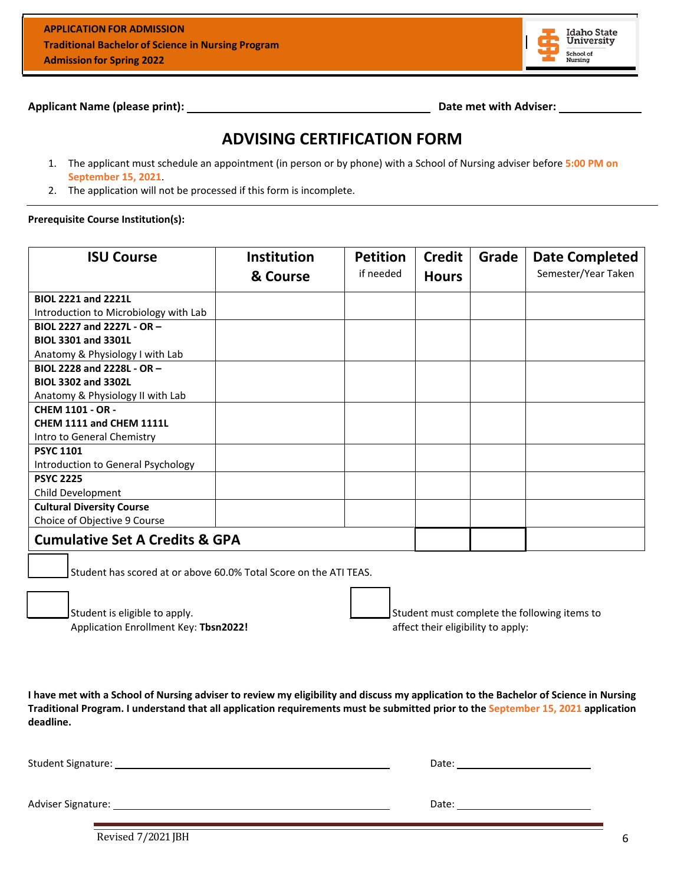**APPLICATION FOR ADMISSION**
**Traditional Bachelor of Science in Nursing Program**
**Admission for Spring 2022**

Idaho State University School of Nursing

**Applicant Name (please print):** ______________________ **Date met with Adviser:** __________

# ADVISING CERTIFICATION FORM

1. The applicant must schedule an appointment (in person or by phone) with a School of Nursing adviser before **5:00 PM on September 15, 2021**.
2. The application will not be processed if this form is incomplete.

**Prerequisite Course Institution(s):**

| ISU Course | Institution & Course | Petition if needed | Credit Hours | Grade | Date Completed Semester/Year Taken |
|---|---|---|---|---|---|
| **BIOL 2221 and 2221L** Introduction to Microbiology with Lab | | | | | |
| **BIOL 2227 and 2227L - OR – BIOL 3301 and 3301L** Anatomy & Physiology I with Lab | | | | | |
| **BIOL 2228 and 2228L - OR – BIOL 3302 and 3302L** Anatomy & Physiology II with Lab | | | | | |
| **CHEM 1101 - OR - CHEM 1111 and CHEM 1111L** Intro to General Chemistry | | | | | |
| **PSYC 1101** Introduction to General Psychology | | | | | |
| **PSYC 2225** Child Development | | | | | |
| **Cultural Diversity Course** Choice of Objective 9 Course | | | | | |
| **Cumulative Set A Credits & GPA** | | | | | |

☐ Student has scored at or above 60.0% Total Score on the ATI TEAS.

☐ Student is eligible to apply.
Application Enrollment Key: **Tbsn2022!**

☐ Student must complete the following items to affect their eligibility to apply:

**I have met with a School of Nursing adviser to review my eligibility and discuss my application to the Bachelor of Science in Nursing Traditional Program. I understand that all application requirements must be submitted prior to the September 15, 2021 application deadline.**

Student Signature: ______________________ Date: __________

Adviser Signature: ______________________ Date: __________

Revised 7/2021 JBH